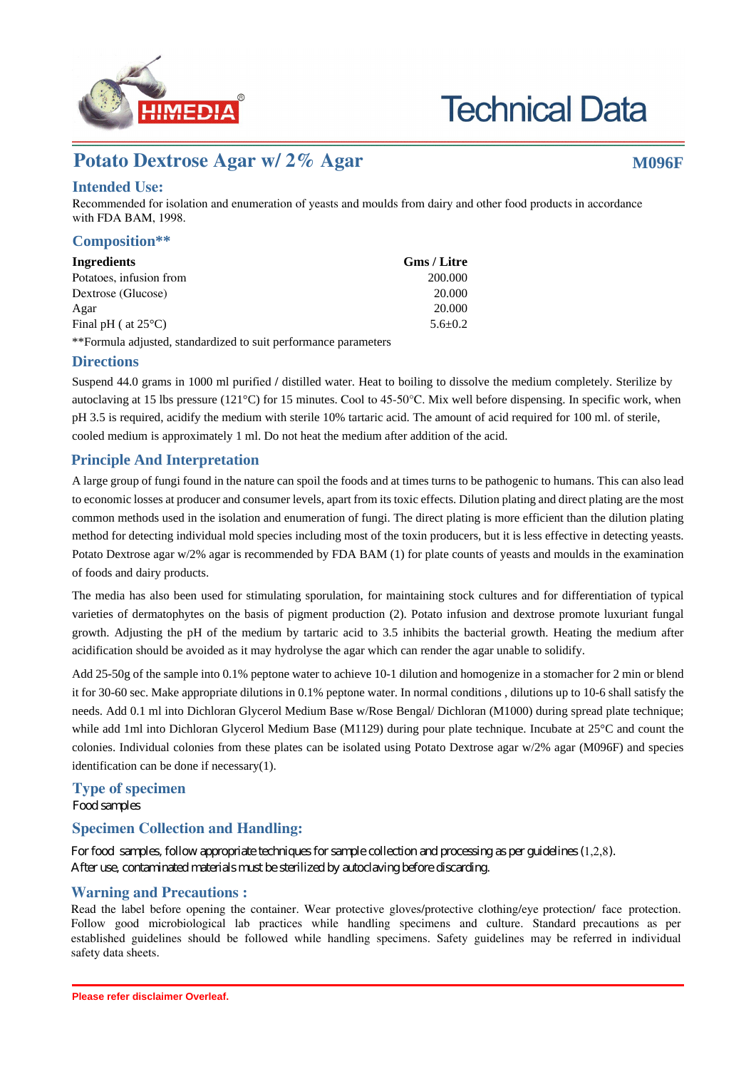# Technical Data

## Potato Dextrose Agar w/ 2% Agar

**M096F**

### Intended Use:

Recommended for isolation and enumeration of yeasts and moulds from dairy and other food products in accordance with FDA BAM, 1998.

### Composition**

| Ingredients | Gms / Litre |
| --- | --- |
| Potatoes, infusion from | 200.000 |
| Dextrose (Glucose) | 20.000 |
| Agar | 20.000 |
| Final pH ( at 25°C) | 5.6±0.2 |

**Formula adjusted, standardized to suit performance parameters

### Directions

Suspend 44.0 grams in 1000 ml purified / distilled water. Heat to boiling to dissolve the medium completely. Sterilize by autoclaving at 15 lbs pressure (121°C) for 15 minutes. Cool to 45-50°C. Mix well before dispensing. In specific work, when pH 3.5 is required, acidify the medium with sterile 10% tartaric acid. The amount of acid required for 100 ml. of sterile, cooled medium is approximately 1 ml. Do not heat the medium after addition of the acid.

### Principle And Interpretation

A large group of fungi found in the nature can spoil the foods and at times turns to be pathogenic to humans. This can also lead to economic losses at producer and consumer levels, apart from its toxic effects. Dilution plating and direct plating are the most common methods used in the isolation and enumeration of fungi. The direct plating is more efficient than the dilution plating method for detecting individual mold species including most of the toxin producers, but it is less effective in detecting yeasts. Potato Dextrose agar w/2% agar is recommended by FDA BAM (1) for plate counts of yeasts and moulds in the examination of foods and dairy products.

The media has also been used for stimulating sporulation, for maintaining stock cultures and for differentiation of typical varieties of dermatophytes on the basis of pigment production (2). Potato infusion and dextrose promote luxuriant fungal growth. Adjusting the pH of the medium by tartaric acid to 3.5 inhibits the bacterial growth. Heating the medium after acidification should be avoided as it may hydrolyse the agar which can render the agar unable to solidify.

Add 25-50g of the sample into 0.1% peptone water to achieve 10-1 dilution and homogenize in a stomacher for 2 min or blend it for 30-60 sec. Make appropriate dilutions in 0.1% peptone water. In normal conditions , dilutions up to 10-6 shall satisfy the needs. Add 0.1 ml into Dichloran Glycerol Medium Base w/Rose Bengal/ Dichloran (M1000) during spread plate technique; while add 1ml into Dichloran Glycerol Medium Base (M1129) during pour plate technique. Incubate at 25°C and count the colonies. Individual colonies from these plates can be isolated using Potato Dextrose agar w/2% agar (M096F) and species identification can be done if necessary(1).

### Type of specimen

Food samples

### Specimen Collection and Handling:

For food samples, follow appropriate techniques for sample collection and processing as per guidelines (1,2,8).
After use, contaminated materials must be sterilized by autoclaving before discarding.

### Warning and Precautions :

Read the label before opening the container. Wear protective gloves/protective clothing/eye protection/ face protection. Follow good microbiological lab practices while handling specimens and culture. Standard precautions as per established guidelines should be followed while handling specimens. Safety guidelines may be referred in individual safety data sheets.

**Please refer disclaimer Overleaf.**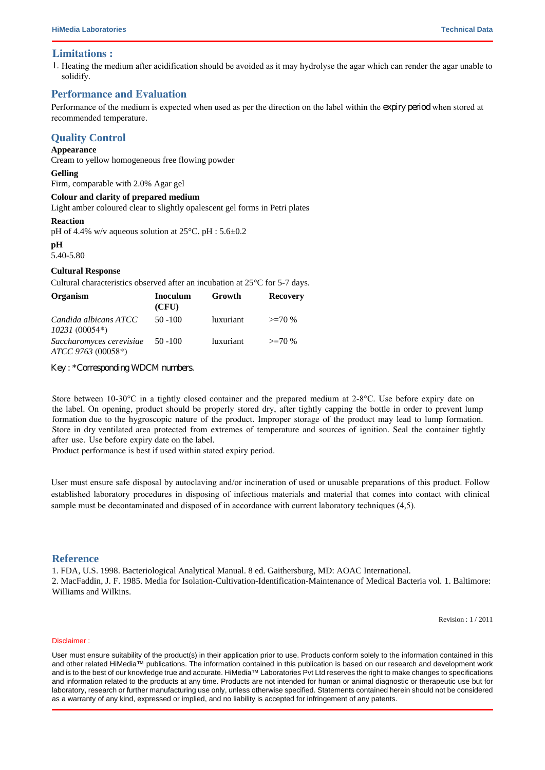## Limitations :

1. Heating the medium after acidification should be avoided as it may hydrolyse the agar which can render the agar unable to solidify.

## Performance and Evaluation

Performance of the medium is expected when used as per the direction on the label within the expiry period when stored at recommended temperature.

## Quality Control

**Appearance**

Cream to yellow homogeneous free flowing powder

**Gelling**

Firm, comparable with 2.0% Agar gel

**Colour and clarity of prepared medium**

Light amber coloured clear to slightly opalescent gel forms in Petri plates

**Reaction**

pH of 4.4% w/v aqueous solution at 25°C. pH : 5.6±0.2

**pH**

5.40-5.80

**Cultural Response**

Cultural characteristics observed after an incubation at 25°C for 5-7 days.

| Organism | Inoculum (CFU) | Growth | Recovery |
|---|---|---|---|
| *Candida albicans ATCC 10231* (00054*) | 50 -100 | luxuriant | >=70 % |
| *Saccharomyces cerevisiae ATCC 9763* (00058*) | 50 -100 | luxuriant | >=70 % |

Key : *Corresponding WDCM numbers.

Store between 10-30°C in a tightly closed container and the prepared medium at 2-8°C. Use before expiry date on the label. On opening, product should be properly stored dry, after tightly capping the bottle in order to prevent lump formation due to the hygroscopic nature of the product. Improper storage of the product may lead to lump formation. Store in dry ventilated area protected from extremes of temperature and sources of ignition. Seal the container tightly after use. Use before expiry date on the label.

Product performance is best if used within stated expiry period.

User must ensure safe disposal by autoclaving and/or incineration of used or unusable preparations of this product. Follow established laboratory procedures in disposing of infectious materials and material that comes into contact with clinical sample must be decontaminated and disposed of in accordance with current laboratory techniques (4,5).

## Reference

1. FDA, U.S. 1998. Bacteriological Analytical Manual. 8 ed. Gaithersburg, MD: AOAC International.
2. MacFaddin, J. F. 1985. Media for Isolation-Cultivation-Identification-Maintenance of Medical Bacteria vol. 1. Baltimore: Williams and Wilkins.

Revision : 1 / 2011

Disclaimer :

User must ensure suitability of the product(s) in their application prior to use. Products conform solely to the information contained in this and other related HiMedia™ publications. The information contained in this publication is based on our research and development work and is to the best of our knowledge true and accurate. HiMedia™ Laboratories Pvt Ltd reserves the right to make changes to specifications and information related to the products at any time. Products are not intended for human or animal diagnostic or therapeutic use but for laboratory, research or further manufacturing use only, unless otherwise specified. Statements contained herein should not be considered as a warranty of any kind, expressed or implied, and no liability is accepted for infringement of any patents.